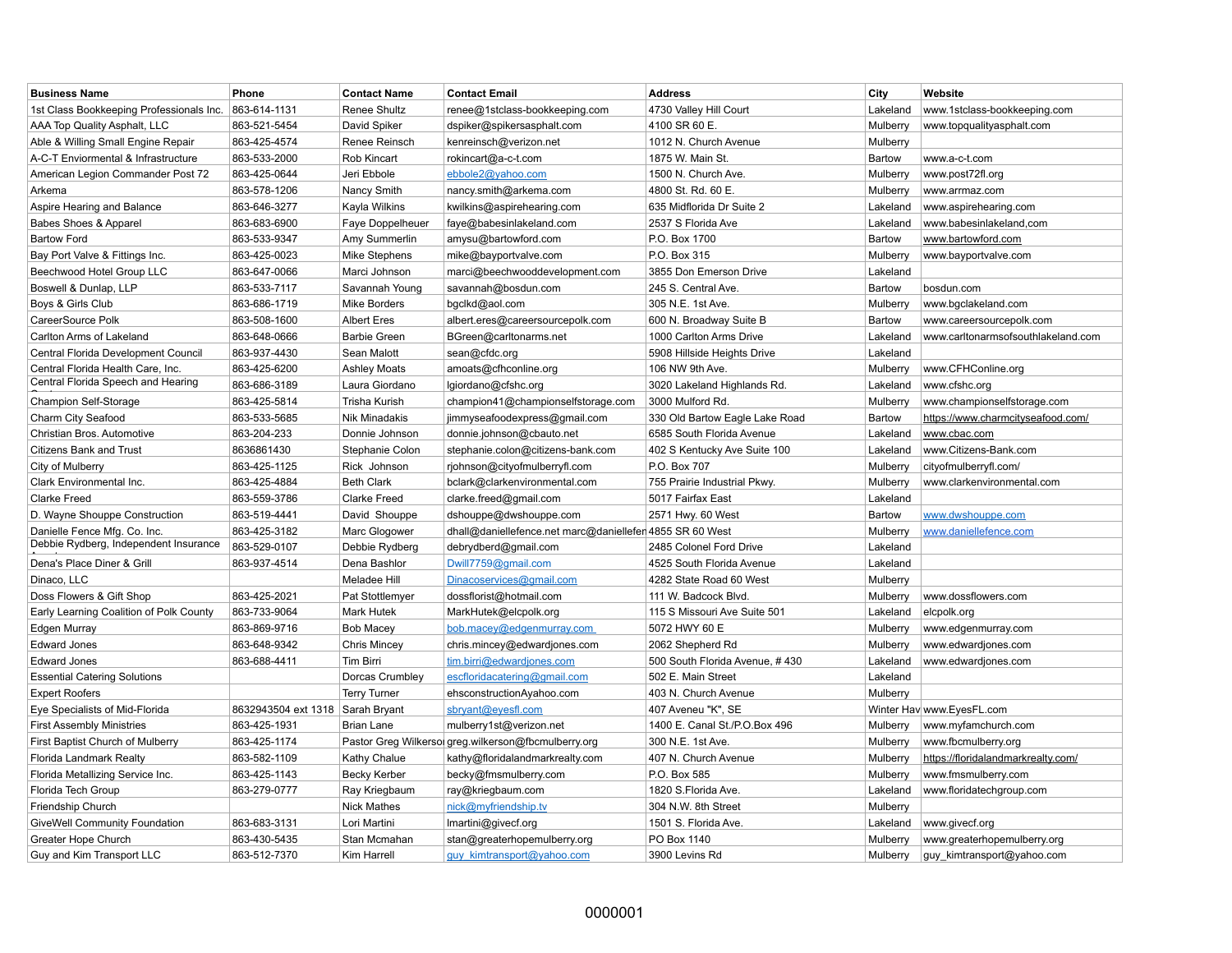| Business Name | Phone | Contact Name | Contact Email | Address | City | Website |
|---|---|---|---|---|---|---|
| 1st Class Bookkeeping Professionals Inc. | 863-614-1131 | Renee Shultz | renee@1stclass-bookkeeping.com | 4730 Valley Hill Court | Lakeland | www.1stclass-bookkeeping.com |
| AAA Top Quality Asphalt, LLC | 863-521-5454 | David Spiker | dspiker@spikersasphalt.com | 4100 SR 60 E. | Mulberry | www.topqualityasphalt.com |
| Able & Willing Small Engine Repair | 863-425-4574 | Renee Reinsch | kenreinsch@verizon.net | 1012 N. Church Avenue | Mulberry | |
| A-C-T Enviormental & Infrastructure | 863-533-2000 | Rob Kincart | rokincart@a-c-t.com | 1875 W. Main St. | Bartow | www.a-c-t.com |
| American Legion Commander Post 72 | 863-425-0644 | Jeri Ebbole | ebbole2@yahoo.com | 1500 N. Church Ave. | Mulberry | www.post72fl.org |
| Arkema | 863-578-1206 | Nancy Smith | nancy.smith@arkema.com | 4800 St. Rd. 60 E. | Mulberry | www.arrmaz.com |
| Aspire Hearing and Balance | 863-646-3277 | Kayla Wilkins | kwilkins@aspirehearing.com | 635 Midflorida Dr Suite 2 | Lakeland | www.aspirehearing.com |
| Babes Shoes & Apparel | 863-683-6900 | Faye Doppelheuer | faye@babesinlakeland.com | 2537 S Florida Ave | Lakeland | www.babesinlakeland,com |
| Bartow Ford | 863-533-9347 | Amy Summerlin | amysu@bartowford.com | P.O. Box 1700 | Bartow | www.bartowford.com |
| Bay Port Valve & Fittings Inc. | 863-425-0023 | Mike Stephens | mike@bayportvalve.com | P.O. Box 315 | Mulberry | www.bayportvalve.com |
| Beechwood Hotel Group LLC | 863-647-0066 | Marci Johnson | marci@beechwooddevelopment.com | 3855 Don Emerson Drive | Lakeland | |
| Boswell & Dunlap, LLP | 863-533-7117 | Savannah Young | savannah@bosdun.com | 245 S. Central Ave. | Bartow | bosdun.com |
| Boys & Girls Club | 863-686-1719 | Mike Borders | bgclkd@aol.com | 305 N.E. 1st Ave. | Mulberry | www.bgclakeland.com |
| CareerSource Polk | 863-508-1600 | Albert Eres | albert.eres@careersourcepolk.com | 600 N. Broadway Suite B | Bartow | www.careersourcepolk.com |
| Carlton Arms of Lakeland | 863-648-0666 | Barbie Green | BGreen@carltonarms.net | 1000 Carlton Arms Drive | Lakeland | www.carltonarmsofsouthlakeland.com |
| Central Florida Development Council | 863-937-4430 | Sean Malott | sean@cfdc.org | 5908 Hillside Heights Drive | Lakeland | |
| Central Florida Health Care, Inc. | 863-425-6200 | Ashley Moats | amoats@cfhconline.org | 106 NW 9th Ave. | Mulberry | www.CFHConline.org |
| Central Florida Speech and Hearing | 863-686-3189 | Laura Giordano | lgiordano@cfshc.org | 3020 Lakeland Highlands Rd. | Lakeland | www.cfshc.org |
| Champion Self-Storage | 863-425-5814 | Trisha Kurish | champion41@championselfstorage.com | 3000 Mulford Rd. | Mulberry | www.championselfstorage.com |
| Charm City Seafood | 863-533-5685 | Nik Minadakis | jimmyseafoodexpress@gmail.com | 330 Old Bartow Eagle Lake Road | Bartow | https://www.charmcityseafood.com/ |
| Christian Bros. Automotive | 863-204-233 | Donnie Johnson | donnie.johnson@cbauto.net | 6585 South Florida Avenue | Lakeland | www.cbac.com |
| Citizens Bank and Trust | 8636861430 | Stephanie Colon | stephanie.colon@citizens-bank.com | 402 S Kentucky Ave Suite 100 | Lakeland | www.Citizens-Bank.com |
| City of Mulberry | 863-425-1125 | Rick Johnson | rjohnson@cityofmulberryfl.com | P.O. Box 707 | Mulberry | cityofmulberryfl.com/ |
| Clark Environmental Inc. | 863-425-4884 | Beth Clark | bclark@clarkenvironmental.com | 755 Prairie Industrial Pkwy. | Mulberry | www.clarkenvironmental.com |
| Clarke Freed | 863-559-3786 | Clarke Freed | clarke.freed@gmail.com | 5017 Fairfax East | Lakeland | |
| D. Wayne Shouppe Construction | 863-519-4441 | David Shouppe | dshouppe@dwshouppe.com | 2571 Hwy. 60 West | Bartow | www.dwshouppe.com |
| Danielle Fence Mfg. Co. Inc. | 863-425-3182 | Marc Glogower | dhall@daniellefence.net marc@daniellefen | 4855 SR 60 West | Mulberry | www.daniellefence.com |
| Debbie Rydberg, Independent Insurance | 863-529-0107 | Debbie Rydberg | debrydberd@gmail.com | 2485 Colonel Ford Drive | Lakeland | |
| Dena's Place Diner & Grill | 863-937-4514 | Dena Bashlor | Dwill7759@gmail.com | 4525 South Florida Avenue | Lakeland | |
| Dinaco, LLC | | Meladee Hill | Dinacoservices@gmail.com | 4282 State Road 60 West | Mulberry | |
| Doss Flowers & Gift Shop | 863-425-2021 | Pat Stottlemyer | dossflorist@hotmail.com | 111 W. Badcock Blvd. | Mulberry | www.dossflowers.com |
| Early Learning Coalition of Polk County | 863-733-9064 | Mark Hutek | MarkHutek@elcpolk.org | 115 S Missouri Ave Suite 501 | Lakeland | elcpolk.org |
| Edgen Murray | 863-869-9716 | Bob Macey | bob.macey@edgenmurray.com | 5072 HWY 60 E | Mulberry | www.edgenmurray.com |
| Edward Jones | 863-648-9342 | Chris Mincey | chris.mincey@edwardjones.com | 2062 Shepherd Rd | Mulberry | www.edwardjones.com |
| Edward Jones | 863-688-4411 | Tim Birri | tim.birri@edwardjones.com | 500 South Florida Avenue, # 430 | Lakeland | www.edwardjones.com |
| Essential Catering Solutions | | Dorcas Crumbley | escfloridacatering@gmail.com | 502 E. Main Street | Lakeland | |
| Expert Roofers | | Terry Turner | ehsconstructionAyahoo.com | 403 N. Church Avenue | Mulberry | |
| Eye Specialists of Mid-Florida | 8632943504 ext 1318 | Sarah Bryant | sbryant@eyesfl.com | 407 Aveneu "K", SE | Winter Hav | www.EyesFL.com |
| First Assembly Ministries | 863-425-1931 | Brian Lane | mulberry1st@verizon.net | 1400 E. Canal St./P.O.Box 496 | Mulberry | www.myfamchurch.com |
| First Baptist Church of Mulberry | 863-425-1174 | Pastor Greg Wilkerso | greg.wilkerson@fbcmulberry.org | 300 N.E. 1st Ave. | Mulberry | www.fbcmulberry.org |
| Florida Landmark Realty | 863-582-1109 | Kathy Chalue | kathy@floridalandmarkrealty.com | 407 N. Church Avenue | Mulberry | https://floridalandmarkrealty.com/ |
| Florida Metallizing Service Inc. | 863-425-1143 | Becky Kerber | becky@fmsmulberry.com | P.O. Box 585 | Mulberry | www.fmsmulberry.com |
| Florida Tech Group | 863-279-0777 | Ray Kriegbaum | ray@kriegbaum.com | 1820 S.Florida Ave. | Lakeland | www.floridatechgroup.com |
| Friendship Church | | Nick Mathes | nick@myfriendship.tv | 304 N.W. 8th Street | Mulberry | |
| GiveWell Community Foundation | 863-683-3131 | Lori Martini | lmartini@givecf.org | 1501 S. Florida Ave. | Lakeland | www.givecf.org |
| Greater Hope Church | 863-430-5435 | Stan Mcmahan | stan@greaterhopemulberry.org | PO Box 1140 | Mulberry | www.greaterhopemulberry.org |
| Guy and Kim Transport LLC | 863-512-7370 | Kim Harrell | guy_kimtransport@yahoo.com | 3900 Levins Rd | Mulberry | guy_kimtransport@yahoo.com |

0000001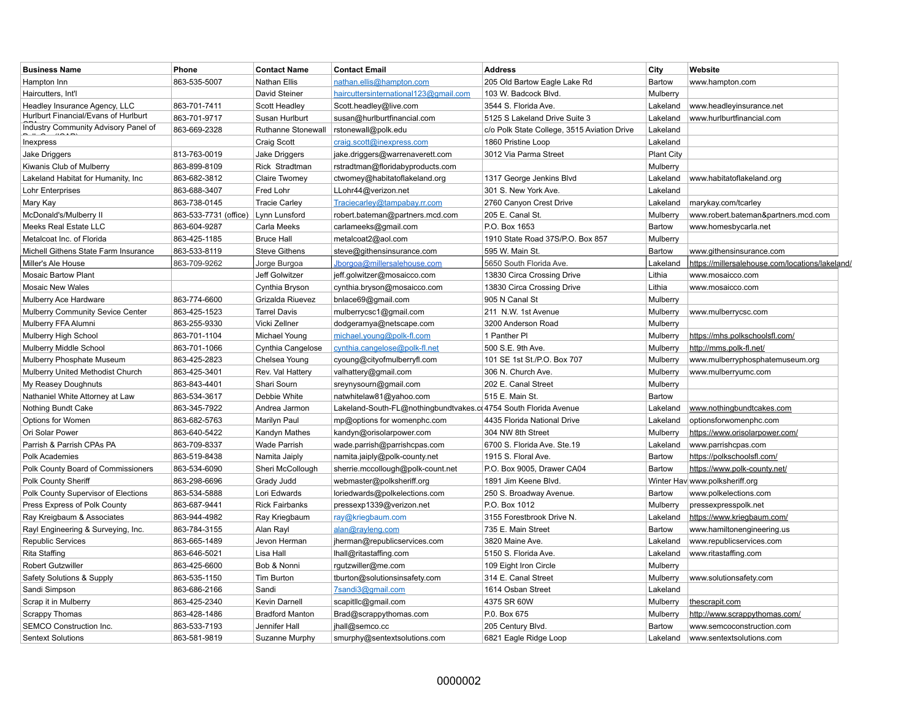| Business Name | Phone | Contact Name | Contact Email | Address | City | Website |
|---|---|---|---|---|---|---|
| Hampton Inn | 863-535-5007 | Nathan Ellis | nathan.ellis@hampton.com | 205 Old Bartow Eagle Lake Rd | Bartow | www.hampton.com |
| Haircutters, Int'l | | David Steiner | haircuttersinternational123@gmail.com | 103 W. Badcock Blvd. | Mulberry | |
| Headley Insurance Agency, LLC | 863-701-7411 | Scott Headley | Scott.headley@live.com | 3544 S. Florida Ave. | Lakeland | www.headleyinsurance.net |
| Hurlburt Financial/Evans of Hurlburt CPA | 863-701-9717 | Susan Hurlburt | susan@hurlburtfinancial.com | 5125 S Lakeland Drive Suite 3 | Lakeland | www.hurlburtfinancial.com |
| Industry Community Advisory Panel of Polk Co (ICAP) | 863-669-2328 | Ruthanne Stonewall | rstonewall@polk.edu | c/o Polk State College, 3515 Aviation Drive | Lakeland | |
| Inexpress | | Craig Scott | craig.scott@inexpress.com | 1860 Pristine Loop | Lakeland | |
| Jake Driggers | 813-763-0019 | Jake Driggers | jake.driggers@warrenaverett.com | 3012 Via Parma Street | Plant City | |
| Kiwanis Club of Mulberry | 863-899-8109 | Rick Stradtman | rstradtman@floridabyproducts.com | | Mulberry | |
| Lakeland Habitat for Humanity, Inc | 863-682-3812 | Claire Twomey | ctwomey@habitatoflakeland.org | 1317 George Jenkins Blvd | Lakeland | www.habitatoflakeland.org |
| Lohr Enterprises | 863-688-3407 | Fred Lohr | LLohr44@verizon.net | 301 S. New York Ave. | Lakeland | |
| Mary Kay | 863-738-0145 | Tracie Carley | Traciecarley@tampabay.rr.com | 2760 Canyon Crest Drive | Lakeland | marykay.com/tcarley |
| McDonald's/Mulberry II | 863-533-7731 (office) | Lynn Lunsford | robert.bateman@partners.mcd.com | 205 E. Canal St. | Mulberry | www.robert.bateman&partners.mcd.com |
| Meeks Real Estate LLC | 863-604-9287 | Carla Meeks | carlameeks@gmail.com | P.O. Box 1653 | Bartow | www.homesbycarla.net |
| Metalcoat Inc. of Florida | 863-425-1185 | Bruce Hall | metalcoat2@aol.com | 1910 State Road 37S/P.O. Box 857 | Mulberry | |
| Michell Githens State Farm Insurance | 863-533-8119 | Steve Githens | steve@githensinsurance.com | 595 W. Main St. | Bartow | www.githensinsurance.com |
| Miller's Ale House | 863-709-9262 | Jorge Burgoa | Jborgoa@millersalehouse.com | 5650 South Florida Ave. | Lakeland | https://millersalehouse.com/locations/lakeland/ |
| Mosaic Bartow Plant | | Jeff Golwitzer | jeff.golwitzer@mosaicco.com | 13830 Circa Crossing Drive | Lithia | www.mosaicco.com |
| Mosaic New Wales | | Cynthia Bryson | cynthia.bryson@mosaicco.com | 13830 Circa Crossing Drive | Lithia | www.mosaicco.com |
| Mulberry Ace Hardware | 863-774-6600 | Grizalda Riuevez | bnlace69@gmail.com | 905 N Canal St | Mulberry | |
| Mulberry Community Sevice Center | 863-425-1523 | Tarrel Davis | mulberrycsc1@gmail.com | 211 N.W. 1st Avenue | Mulberry | www.mulberrycsc.com |
| Mulberry FFA Alumni | 863-255-9330 | Vicki Zellner | dodgeramya@netscape.com | 3200 Anderson Road | Mulberry | |
| Mulberry High School | 863-701-1104 | Michael Young | michael.young@polk-fl.com | 1 Panther Pl | Mulberry | https://mhs.polkschoolsfl.com/ |
| Mulberry Middle School | 863-701-1066 | Cynthia Cangelose | cynthia.cangelose@polk-fl.net | 500 S.E. 9th Ave. | Mulberry | http://mms.polk-fl.net/ |
| Mulberry Phosphate Museum | 863-425-2823 | Chelsea Young | cyoung@cityofmulberryfl.com | 101 SE 1st St./P.O. Box 707 | Mulberry | www.mulberryphosphatemuseum.org |
| Mulberry United Methodist Church | 863-425-3401 | Rev. Val Hattery | valhattery@gmail.com | 306 N. Church Ave. | Mulberry | www.mulberryumc.com |
| My Reasey Doughnuts | 863-843-4401 | Shari Sourn | sreynysourn@gmail.com | 202 E. Canal Street | Mulberry | |
| Nathaniel White Attorney at Law | 863-534-3617 | Debbie White | natwhitelaw81@yahoo.com | 515 E. Main St. | Bartow | |
| Nothing Bundt Cake | 863-345-7922 | Andrea Jarmon | Lakeland-South-FL@nothingbundtvakes.co | 4754 South Florida Avenue | Lakeland | www.nothingbundtcakes.com |
| Options for Women | 863-682-5763 | Marilyn Paul | mp@options for womenphc.com | 4435 Florida National Drive | Lakeland | optionsforwomenphc.com |
| Ori Solar Power | 863-640-5422 | Kandyn Mathes | kandyn@orisolarpower.com | 304 NW 8th Street | Mulberry | https://www.orisolarpower.com/ |
| Parrish & Parrish CPAs PA | 863-709-8337 | Wade Parrish | wade.parrish@parrishcpas.com | 6700 S. Florida Ave. Ste.19 | Lakeland | www.parrishcpas.com |
| Polk Academies | 863-519-8438 | Namita Jaiply | namita.jaiply@polk-county.net | 1915 S. Floral Ave. | Bartow | https://polkschoolsfl.com/ |
| Polk County Board of Commissioners | 863-534-6090 | Sheri McCollough | sherrie.mccollough@polk-count.net | P.O. Box 9005, Drawer CA04 | Bartow | https://www.polk-county.net/ |
| Polk County Sheriff | 863-298-6696 | Grady Judd | webmaster@polksheriff.org | 1891 Jim Keene Blvd. | Winter Hav | www.polksheriff.org |
| Polk County Supervisor of Elections | 863-534-5888 | Lori Edwards | loriedwards@polkelections.com | 250 S. Broadway Avenue. | Bartow | www.polkelections.com |
| Press Express of Polk County | 863-687-9441 | Rick Fairbanks | pressexp1339@verizon.net | P.O. Box 1012 | Mulberry | pressexpresspolk.net |
| Ray Kreigbaum & Associates | 863-944-4982 | Ray Kriegbaum | ray@kriegbaum.com | 3155 Forestbrook Drive N. | Lakeland | https://www.kriegbaum.com/ |
| Rayl Engineering & Surveying, Inc. | 863-784-3155 | Alan Rayl | alan@rayleng.com | 735 E. Main Street | Bartow | www.hamiltonengineering.us |
| Republic Services | 863-665-1489 | Jevon Herman | jherman@republicservices.com | 3820 Maine Ave. | Lakeland | www.republicservices.com |
| Rita Staffing | 863-646-5021 | Lisa Hall | lhall@ritastaffing.com | 5150 S. Florida Ave. | Lakeland | www.ritastaffing.com |
| Robert Gutzwiller | 863-425-6600 | Bob & Nonni | rgutzwiller@me.com | 109 Eight Iron Circle | Mulberry | |
| Safety Solutions & Supply | 863-535-1150 | Tim Burton | tburton@solutionsinsafety.com | 314 E. Canal Street | Mulberry | www.solutionsafety.com |
| Sandi Simpson | 863-686-2166 | Sandi | 7sandi3@gmail.com | 1614 Osban Street | Lakeland | |
| Scrap it in Mulberry | 863-425-2340 | Kevin Darnell | scapitllc@gmail.com | 4375 SR 60W | Mulberry | thescrapit.com |
| Scrappy Thomas | 863-428-1486 | Bradford Manton | Brad@scrappythomas.com | P.O. Box 675 | Mulberry | http://www.scrappythomas.com/ |
| SEMCO Construction Inc. | 863-533-7193 | Jennifer Hall | jhall@semco.cc | 205 Century Blvd. | Bartow | www.semcoconstruction.com |
| Sentext Solutions | 863-581-9819 | Suzanne Murphy | smurphy@sentextsolutions.com | 6821 Eagle Ridge Loop | Lakeland | www.sentextsolutions.com |

0000002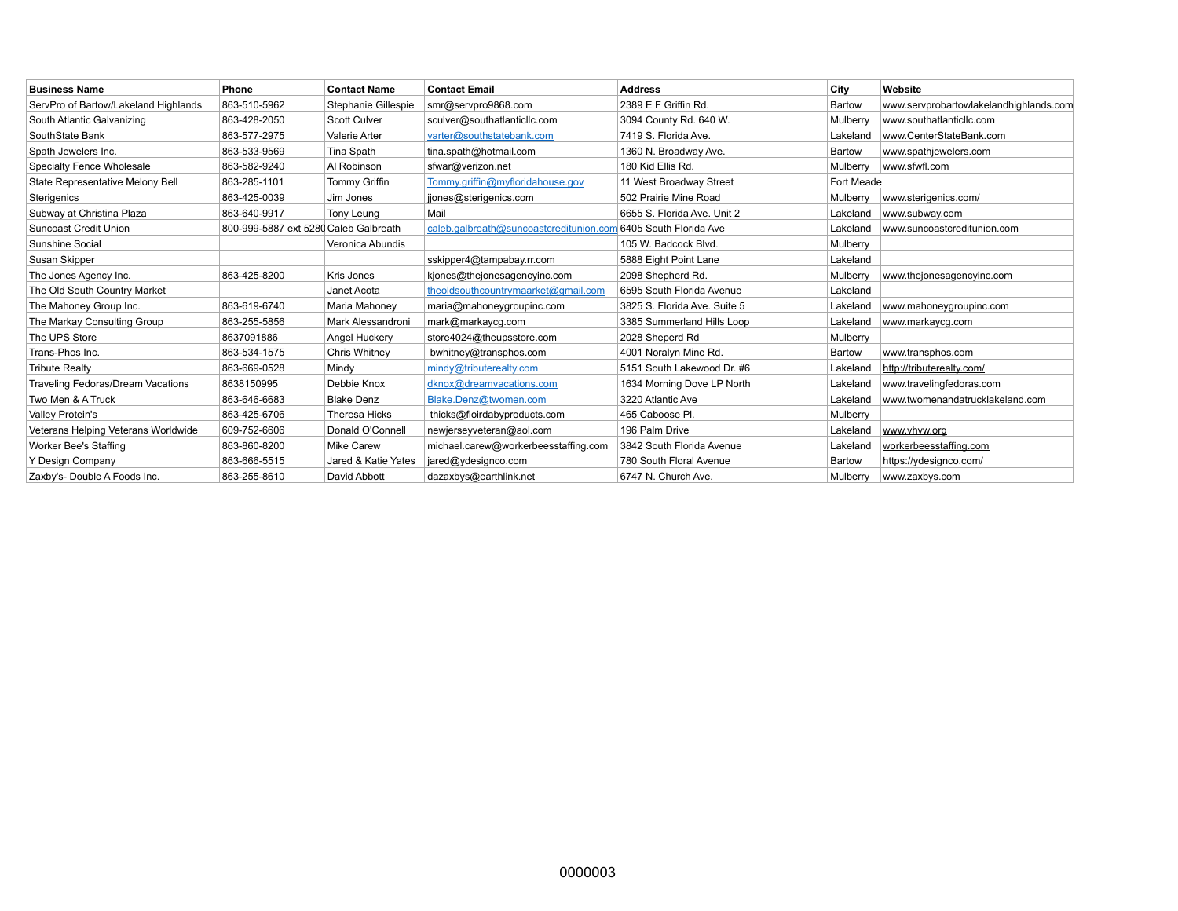| Business Name | Phone | Contact Name | Contact Email | Address | City | Website |
|---|---|---|---|---|---|---|
| ServPro of Bartow/Lakeland Highlands | 863-510-5962 | Stephanie Gillespie | smr@servpro9868.com | 2389 E F Griffin Rd. | Bartow | www.servprobartowlakelandhighlands.com |
| South Atlantic Galvanizing | 863-428-2050 | Scott Culver | sculver@southatlanticllc.com | 3094 County Rd. 640 W. | Mulberry | www.southatlanticllc.com |
| SouthState Bank | 863-577-2975 | Valerie Arter | varter@southstatebank.com | 7419 S. Florida Ave. | Lakeland | www.CenterStateBank.com |
| Spath Jewelers Inc. | 863-533-9569 | Tina Spath | tina.spath@hotmail.com | 1360 N. Broadway Ave. | Bartow | www.spathjewelers.com |
| Specialty Fence Wholesale | 863-582-9240 | Al Robinson | sfwar@verizon.net | 180 Kid Ellis Rd. | Mulberry | www.sfwfl.com |
| State Representative Melony Bell | 863-285-1101 | Tommy Griffin | Tommy.griffin@myfloridahouse.gov | 11 West Broadway Street | Fort Meade | |
| Sterigenics | 863-425-0039 | Jim Jones | jjones@sterigenics.com | 502 Prairie Mine Road | Mulberry | www.sterigenics.com/ |
| Subway at Christina Plaza | 863-640-9917 | Tony Leung | Mail | 6655 S. Florida Ave. Unit 2 | Lakeland | www.subway.com |
| Suncoast Credit Union | 800-999-5887 ext 5280 | Caleb Galbreath | caleb.galbreath@suncoastcreditunion.com | 6405 South Florida Ave | Lakeland | www.suncoastcreditunion.com |
| Sunshine Social | | Veronica Abundis | | 105 W. Badcock Blvd. | Mulberry | |
| Susan Skipper | | | sskipper4@tampabay.rr.com | 5888 Eight Point Lane | Lakeland | |
| The Jones Agency Inc. | 863-425-8200 | Kris Jones | kjones@thejonesagencyinc.com | 2098 Shepherd Rd. | Mulberry | www.thejonesagencyinc.com |
| The Old South Country Market | | Janet Acota | theoldsouthcountrymaarket@gmail.com | 6595 South Florida Avenue | Lakeland | |
| The Mahoney Group Inc. | 863-619-6740 | Maria Mahoney | maria@mahoneygroupinc.com | 3825 S. Florida Ave. Suite 5 | Lakeland | www.mahoneygroupinc.com |
| The Markay Consulting Group | 863-255-5856 | Mark Alessandroni | mark@markaycg.com | 3385 Summerland Hills Loop | Lakeland | www.markaycg.com |
| The UPS Store | 8637091886 | Angel Huckery | store4024@theupsstore.com | 2028 Sheperd Rd | Mulberry | |
| Trans-Phos Inc. | 863-534-1575 | Chris Whitney | bwhitney@transphos.com | 4001 Noralyn Mine Rd. | Bartow | www.transphos.com |
| Tribute Realty | 863-669-0528 | Mindy | mindy@triburerealty.com | 5151 South Lakewood Dr. #6 | Lakeland | http://triburerealty.com/ |
| Traveling Fedoras/Dream Vacations | 8638150995 | Debbie Knox | dknox@dreamvacations.com | 1634 Morning Dove LP North | Lakeland | www.travelingfedoras.com |
| Two Men & A Truck | 863-646-6683 | Blake Denz | Blake.Denz@twomen.com | 3220 Atlantic Ave | Lakeland | www.twomenandatrucklakeland.com |
| Valley Protein's | 863-425-6706 | Theresa Hicks | thicks@floirdabyproducts.com | 465 Caboose Pl. | Mulberry | |
| Veterans Helping Veterans Worldwide | 609-752-6606 | Donald O'Connell | newjerseyveteran@aol.com | 196 Palm Drive | Lakeland | www.vhvw.org |
| Worker Bee's Staffing | 863-860-8200 | Mike Carew | michael.carew@workerbeesstaffing.com | 3842 South Florida Avenue | Lakeland | workerbeesstaffing.com |
| Y Design Company | 863-666-5515 | Jared & Katie Yates | jared@ydesignco.com | 780 South Floral Avenue | Bartow | https://ydesignco.com/ |
| Zaxby's- Double A Foods Inc. | 863-255-8610 | David Abbott | dazaxbys@earthlink.net | 6747 N. Church Ave. | Mulberry | www.zaxbys.com |

0000003